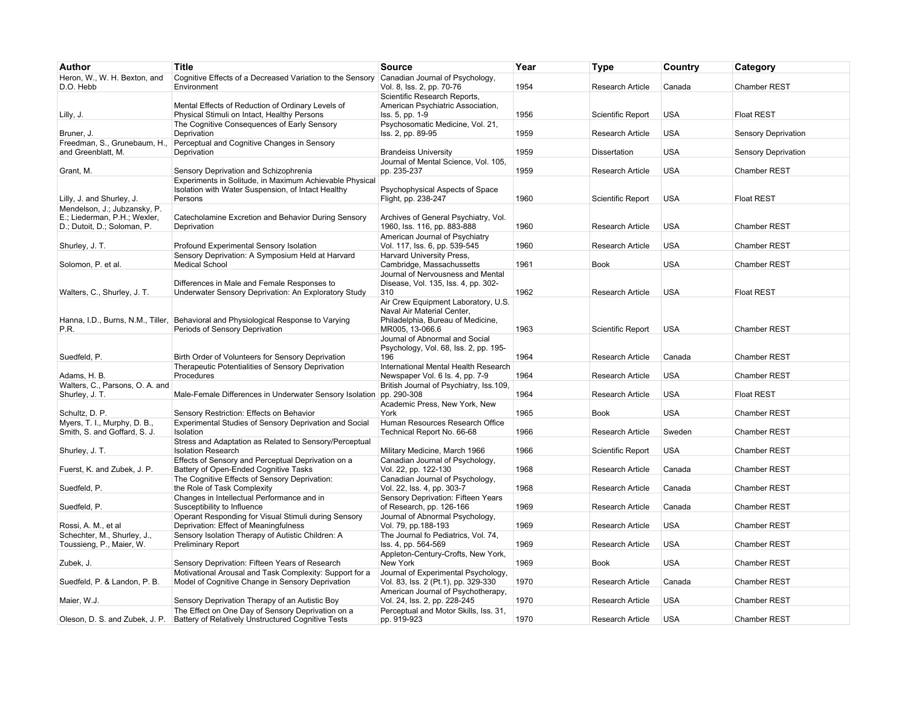| Author | Title | Source | Year | Type | Country | Category |
| --- | --- | --- | --- | --- | --- | --- |
| Heron, W., W. H. Bexton, and D.O. Hebb | Cognitive Effects of a Decreased Variation to the Sensory Environment | Canadian Journal of Psychology, Vol. 8, Iss. 2, pp. 70-76 | 1954 | Research Article | Canada | Chamber REST |
| Lilly, J. | Mental Effects of Reduction of Ordinary Levels of Physical Stimuli on Intact, Healthy Persons | Scientific Research Reports, American Psychiatric Association, Iss. 5, pp. 1-9 | 1956 | Scientific Report | USA | Float REST |
| Bruner, J. | The Cognitive Consequences of Early Sensory Deprivation | Psychosomatic Medicine, Vol. 21, Iss. 2, pp. 89-95 | 1959 | Research Article | USA | Sensory Deprivation |
| Freedman, S., Grunebaum, H., and Greenblatt, M. | Perceptual and Cognitive Changes in Sensory Deprivation | Brandeiss University | 1959 | Dissertation | USA | Sensory Deprivation |
| Grant, M. | Sensory Deprivation and Schizophrenia | Journal of Mental Science, Vol. 105, pp. 235-237 | 1959 | Research Article | USA | Chamber REST |
| Lilly, J. and Shurley, J. | Experiments in Solitude, in Maximum Achievable Physical Isolation with Water Suspension, of Intact Healthy Persons | Psychophysical Aspects of Space Flight, pp. 238-247 | 1960 | Scientific Report | USA | Float REST |
| Mendelson, J.; Jubzansky, P. E.; Liederman, P.H.; Wexler, D.; Dutoit, D.; Soloman, P. | Catecholamine Excretion and Behavior During Sensory Deprivation | Archives of General Psychiatry, Vol. 1960, Iss. 116, pp. 883-888 | 1960 | Research Article | USA | Chamber REST |
| Shurley, J. T. | Profound Experimental Sensory Isolation | American Journal of Psychiatry Vol. 117, Iss. 6, pp. 539-545 | 1960 | Research Article | USA | Chamber REST |
| Solomon, P. et al. | Sensory Deprivation: A Symposium Held at Harvard Medical School | Harvard University Press, Cambridge, Massachussetts | 1961 | Book | USA | Chamber REST |
| Walters, C., Shurley, J. T. | Differences in Male and Female Responses to Underwater Sensory Deprivation: An Exploratory Study | Journal of Nervousness and Mental Disease, Vol. 135, Iss. 4, pp. 302-310 | 1962 | Research Article | USA | Float REST |
| Hanna, I.D., Burns, N.M., Tiller, P.R. | Behavioral and Physiological Response to Varying Periods of Sensory Deprivation | Air Crew Equipment Laboratory, U.S. Naval Air Material Center, Philadelphia, Bureau of Medicine, MR005, 13-066.6 | 1963 | Scientific Report | USA | Chamber REST |
| Suedfeld, P. | Birth Order of Volunteers for Sensory Deprivation | Journal of Abnormal and Social Psychology, Vol. 68, Iss. 2, pp. 195-196 | 1964 | Research Article | Canada | Chamber REST |
| Adams, H. B. | Therapeutic Potentialities of Sensory Deprivation Procedures | International Mental Health Research Newspaper Vol. 6 Is. 4, pp. 7-9 | 1964 | Research Article | USA | Chamber REST |
| Walters, C., Parsons, O. A. and Shurley, J. T. | Male-Female Differences in Underwater Sensory Isolation | British Journal of Psychiatry, Iss.109, pp. 290-308 | 1964 | Research Article | USA | Float REST |
| Schultz, D. P. | Sensory Restriction: Effects on Behavior | Academic Press, New York, New York | 1965 | Book | USA | Chamber REST |
| Myers, T. I., Murphy, D. B., Smith, S. and Goffard, S. J. | Experimental Studies of Sensory Deprivation and Social Isolation | Human Resources Research Office Technical Report No. 66-68 | 1966 | Research Article | Sweden | Chamber REST |
| Shurley, J. T. | Stress and Adaptation as Related to Sensory/Perceptual Isolation Research | Military Medicine, March 1966 | 1966 | Scientific Report | USA | Chamber REST |
| Fuerst, K. and Zubek, J. P. | Effects of Sensory and Perceptual Deprivation on a Battery of Open-Ended Cognitive Tasks | Canadian Journal of Psychology, Vol. 22, pp. 122-130 | 1968 | Research Article | Canada | Chamber REST |
| Suedfeld, P. | The Cognitive Effects of Sensory Deprivation: the Role of Task Complexity | Canadian Journal of Psychology, Vol. 22, Iss. 4, pp. 303-7 | 1968 | Research Article | Canada | Chamber REST |
| Suedfeld, P. | Changes in Intellectual Performance and in Susceptibility to Influence | Sensory Deprivation: Fifteen Years of Research, pp. 126-166 | 1969 | Research Article | Canada | Chamber REST |
| Rossi, A. M., et al | Operant Responding for Visual Stimuli during Sensory Deprivation: Effect of Meaningfulness | Journal of Abnormal Psychology, Vol. 79, pp.188-193 | 1969 | Research Article | USA | Chamber REST |
| Schechter, M., Shurley, J., Toussieng, P., Maier, W. | Sensory Isolation Therapy of Autistic Children: A Preliminary Report | The Journal fo Pediatrics, Vol. 74, Iss. 4, pp. 564-569 | 1969 | Research Article | USA | Chamber REST |
| Zubek, J. | Sensory Deprivation: Fifteen Years of Research | Appleton-Century-Crofts, New York, New York | 1969 | Book | USA | Chamber REST |
| Suedfeld, P. & Landon, P. B. | Motivational Arousal and Task Complexity: Support for a Model of Cognitive Change in Sensory Deprivation | Journal of Experimental Psychology, Vol. 83, Iss. 2 (Pt.1), pp. 329-330 | 1970 | Research Article | Canada | Chamber REST |
| Maier, W.J. | Sensory Deprivation Therapy of an Autistic Boy | American Journal of Psychotherapy, Vol. 24, Iss. 2, pp. 228-245 | 1970 | Research Article | USA | Chamber REST |
| Oleson, D. S. and Zubek, J. P. | The Effect on One Day of Sensory Deprivation on a Battery of Relatively Unstructured Cognitive Tests | Perceptual and Motor Skills, Iss. 31, pp. 919-923 | 1970 | Research Article | USA | Chamber REST |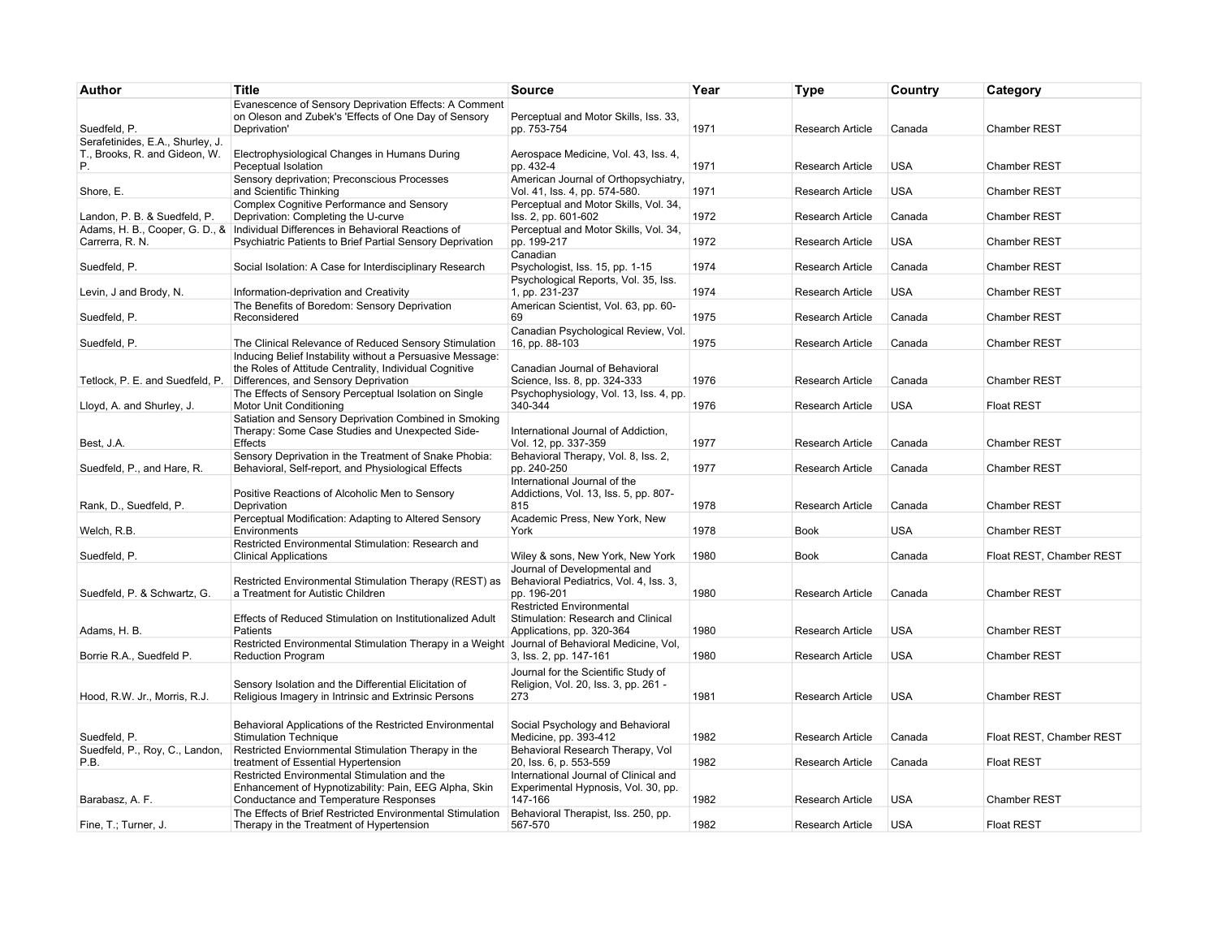| Author | Title | Source | Year | Type | Country | Category |
|---|---|---|---|---|---|---|
| Suedfeld, P. | Evanescence of Sensory Deprivation Effects: A Comment on Oleson and Zubek's 'Effects of One Day of Sensory Deprivation' | Perceptual and Motor Skills, Iss. 33, pp. 753-754 | 1971 | Research Article | Canada | Chamber REST |
| Serafetinides, E.A., Shurley, J. T., Brooks, R. and Gideon, W. P. | Electrophysiological Changes in Humans During Peceptual Isolation | Aerospace Medicine, Vol. 43, Iss. 4, pp. 432-4 | 1971 | Research Article | USA | Chamber REST |
| Shore, E. | Sensory deprivation; Preconscious Processes and Scientific Thinking | American Journal of Orthopsychiatry, Vol. 41, Iss. 4, pp. 574-580. | 1971 | Research Article | USA | Chamber REST |
| Landon, P. B. & Suedfeld, P. | Complex Cognitive Performance and Sensory Deprivation: Completing the U-curve | Perceptual and Motor Skills, Vol. 34, Iss. 2, pp. 601-602 | 1972 | Research Article | Canada | Chamber REST |
| Adams, H. B., Cooper, G. D., & Carrerra, R. N. | Individual Differences in Behavioral Reactions of Psychiatric Patients to Brief Partial Sensory Deprivation | Perceptual and Motor Skills, Vol. 34, pp. 199-217 | 1972 | Research Article | USA | Chamber REST |
| Suedfeld, P. | Social Isolation: A Case for Interdisciplinary Research | Canadian Psychologist, Iss. 15, pp. 1-15 | 1974 | Research Article | Canada | Chamber REST |
| Levin, J and Brody, N. | Information-deprivation and Creativity | Psychological Reports, Vol. 35, Iss. 1, pp. 231-237 | 1974 | Research Article | USA | Chamber REST |
| Suedfeld, P. | The Benefits of Boredom: Sensory Deprivation Reconsidered | American Scientist, Vol. 63, pp. 60-69 | 1975 | Research Article | Canada | Chamber REST |
| Suedfeld, P. | The Clinical Relevance of Reduced Sensory Stimulation | Canadian Psychological Review, Vol. 16, pp. 88-103 | 1975 | Research Article | Canada | Chamber REST |
| Tetlock, P. E. and Suedfeld, P. | Inducing Belief Instability without a Persuasive Message: the Roles of Attitude Centrality, Individual Cognitive Differences, and Sensory Deprivation | Canadian Journal of Behavioral Science, Iss. 8, pp. 324-333 | 1976 | Research Article | Canada | Chamber REST |
| Lloyd, A. and Shurley, J. | The Effects of Sensory Perceptual Isolation on Single Motor Unit Conditioning | Psychophysiology, Vol. 13, Iss. 4, pp. 340-344 | 1976 | Research Article | USA | Float REST |
| Best, J.A. | Satiation and Sensory Deprivation Combined in Smoking Therapy: Some Case Studies and Unexpected Side-Effects | International Journal of Addiction, Vol. 12, pp. 337-359 | 1977 | Research Article | Canada | Chamber REST |
| Suedfeld, P., and Hare, R. | Sensory Deprivation in the Treatment of Snake Phobia: Behavioral, Self-report, and Physiological Effects | Behavioral Therapy, Vol. 8, Iss. 2, pp. 240-250 | 1977 | Research Article | Canada | Chamber REST |
| Rank, D., Suedfeld, P. | Positive Reactions of Alcoholic Men to Sensory Deprivation | International Journal of the Addictions, Vol. 13, Iss. 5, pp. 807-815 | 1978 | Research Article | Canada | Chamber REST |
| Welch, R.B. | Perceptual Modification: Adapting to Altered Sensory Environments | Academic Press, New York, New York | 1978 | Book | USA | Chamber REST |
| Suedfeld, P. | Restricted Environmental Stimulation: Research and Clinical Applications | Wiley & sons, New York, New York | 1980 | Book | Canada | Float REST, Chamber REST |
| Suedfeld, P. & Schwartz, G. | Restricted Environmental Stimulation Therapy (REST) as a Treatment for Autistic Children | Journal of Developmental and Behavioral Pediatrics, Vol. 4, Iss. 3, pp. 196-201 | 1980 | Research Article | Canada | Chamber REST |
| Adams, H. B. | Effects of Reduced Stimulation on Institutionalized Adult Patients | Restricted Environmental Stimulation: Research and Clinical Applications, pp. 320-364 | 1980 | Research Article | USA | Chamber REST |
| Borrie R.A., Suedfeld P. | Restricted Environmental Stimulation Therapy in a Weight Reduction Program | Journal of Behavioral Medicine, Vol, 3, Iss. 2, pp. 147-161 | 1980 | Research Article | USA | Chamber REST |
| Hood, R.W. Jr., Morris, R.J. | Sensory Isolation and the Differential Elicitation of Religious Imagery in Intrinsic and Extrinsic Persons | Journal for the Scientific Study of Religion, Vol. 20, Iss. 3, pp. 261 - 273 | 1981 | Research Article | USA | Chamber REST |
| Suedfeld, P. | Behavioral Applications of the Restricted Environmental Stimulation Technique | Social Psychology and Behavioral Medicine, pp. 393-412 | 1982 | Research Article | Canada | Float REST, Chamber REST |
| Suedfeld, P., Roy, C., Landon, P.B. | Restricted Enviornmental Stimulation Therapy in the treatment of Essential Hypertension | Behavioral Research Therapy, Vol 20, Iss. 6, p. 553-559 | 1982 | Research Article | Canada | Float REST |
| Barabasz, A. F. | Restricted Environmental Stimulation and the Enhancement of Hypnotizability: Pain, EEG Alpha, Skin Conductance and Temperature Responses | International Journal of Clinical and Experimental Hypnosis, Vol. 30, pp. 147-166 | 1982 | Research Article | USA | Chamber REST |
| Fine, T.; Turner, J. | The Effects of Brief Restricted Environmental Stimulation Therapy in the Treatment of Hypertension | Behavioral Therapist, Iss. 250, pp. 567-570 | 1982 | Research Article | USA | Float REST |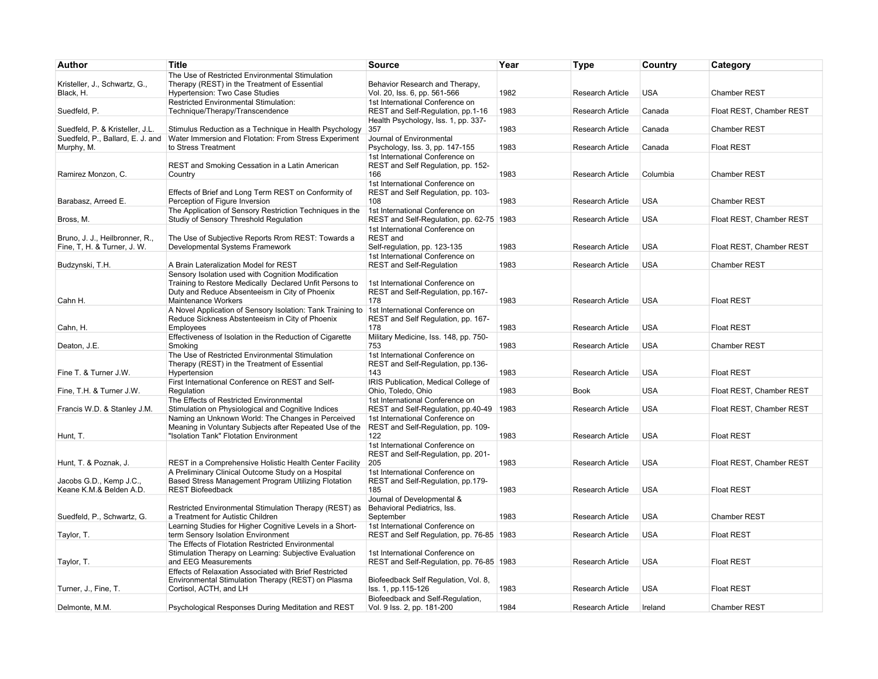| Author | Title | Source | Year | Type | Country | Category |
|---|---|---|---|---|---|---|
| Kristeller, J., Schwartz, G., Black, H. | The Use of Restricted Environmental Stimulation Therapy (REST) in the Treatment of Essential Hypertension: Two Case Studies | Behavior Research and Therapy, Vol. 20, Iss. 6, pp. 561-566 | 1982 | Research Article | USA | Chamber REST |
| Suedfeld, P. | Restricted Environmental Stimulation: Technique/Therapy/Transcendence | 1st International Conference on REST and Self-Regulation, pp.1-16 | 1983 | Research Article | Canada | Float REST, Chamber REST |
| Suedfeld, P. & Kristeller, J.L. | Stimulus Reduction as a Technique in Health Psychology | Health Psychology, Iss. 1, pp. 337-357 | 1983 | Research Article | Canada | Chamber REST |
| Suedfeld, P., Ballard, E. J. and Murphy, M. | Water Immersion and Flotation: From Stress Experiment to Stress Treatment | Journal of Environmental Psychology, Iss. 3, pp. 147-155 | 1983 | Research Article | Canada | Float REST |
| Ramirez Monzon, C. | REST and Smoking Cessation in a Latin American Country | 1st International Conference on REST and Self Regulation, pp. 152-166 | 1983 | Research Article | Columbia | Chamber REST |
| Barabasz, Arreed E. | Effects of Brief and Long Term REST on Conformity of Perception of Figure Inversion | 1st International Conference on REST and Self Regulation, pp. 103-108 | 1983 | Research Article | USA | Chamber REST |
| Bross, M. | The Application of Sensory Restriction Techniques in the Studiy of Sensory Threshold Regulation | 1st International Conference on REST and Self-Regulation, pp. 62-75 | 1983 | Research Article | USA | Float REST, Chamber REST |
| Bruno, J. J., Heilbronner, R., Fine, T, H. & Turner, J. W. | The Use of Subjective Reports Rrom REST: Towards a Developmental Systems Framework | 1st International Conference on REST and Self-regulation, pp. 123-135 | 1983 | Research Article | USA | Float REST, Chamber REST |
| Budzynski, T.H. | A Brain Lateralization Model for REST | 1st International Conference on REST and Self-Regulation | 1983 | Research Article | USA | Chamber REST |
| Cahn H. | Sensory Isolation used with Cognition Modification Training to Restore Medically Declared Unfit Persons to Duty and Reduce Absenteeism in City of Phoenix Maintenance Workers | 1st International Conference on REST and Self-Regulation, pp.167-178 | 1983 | Research Article | USA | Float REST |
| Cahn, H. | A Novel Application of Sensory Isolation: Tank Training to Reduce Sickness Abstenteeism in City of Phoenix Employees | 1st International Conference on REST and Self Regulation, pp. 167-178 | 1983 | Research Article | USA | Float REST |
| Deaton, J.E. | Effectiveness of Isolation in the Reduction of Cigarette Smoking | Military Medicine, Iss. 148, pp. 750-753 | 1983 | Research Article | USA | Chamber REST |
| Fine T. & Turner J.W. | The Use of Restricted Environmental Stimulation Therapy (REST) in the Treatment of Essential Hypertension | 1st International Conference on REST and Self-Regulation, pp.136-143 | 1983 | Research Article | USA | Float REST |
| Fine, T.H. & Turner J.W. | First International Conference on REST and Self-Regulation | IRIS Publication, Medical College of Ohio, Toledo, Ohio | 1983 | Book | USA | Float REST, Chamber REST |
| Francis W.D. & Stanley J.M. | The Effects of Restricted Environmental Stimulation on Physiological and Cognitive Indices | 1st International Conference on REST and Self-Regulation, pp.40-49 | 1983 | Research Article | USA | Float REST, Chamber REST |
| Hunt, T. | Naming an Unknown World: The Changes in Perceived Meaning in Voluntary Subjects after Repeated Use of the "Isolation Tank" Flotation Environment | 1st International Conference on REST and Self-Regulation, pp. 109-122 | 1983 | Research Article | USA | Float REST |
| Hunt, T. & Poznak, J. | REST in a Comprehensive Holistic Health Center Facility | 1st International Conference on REST and Self-Regulation, pp. 201-205 | 1983 | Research Article | USA | Float REST, Chamber REST |
| Jacobs G.D., Kemp J.C., Keane K.M.& Belden A.D. | A Preliminary Clinical Outcome Study on a Hospital Based Stress Management Program Utilizing Flotation REST Biofeedback | 1st International Conference on REST and Self-Regulation, pp.179-185 | 1983 | Research Article | USA | Float REST |
| Suedfeld, P., Schwartz, G. | Restricted Environmental Stimulation Therapy (REST) as a Treatment for Autistic Children | Journal of Developmental & Behavioral Pediatrics, Iss. September | 1983 | Research Article | USA | Chamber REST |
| Taylor, T. | Learning Studies for Higher Cognitive Levels in a Short-term Sensory Isolation Environment | 1st International Conference on REST and Self Regulation, pp. 76-85 | 1983 | Research Article | USA | Float REST |
| Taylor, T. | The Effects of Flotation Restricted Environmental Stimulation Therapy on Learning: Subjective Evaluation and EEG Measurements | 1st International Conference on REST and Self-Regulation, pp. 76-85 | 1983 | Research Article | USA | Float REST |
| Turner, J., Fine, T. | Effects of Relaxation Associated with Brief Restricted Environmental Stimulation Therapy (REST) on Plasma Cortisol, ACTH, and LH | Biofeedback Self Regulation, Vol. 8, Iss. 1, pp.115-126 | 1983 | Research Article | USA | Float REST |
| Delmonte, M.M. | Psychological Responses During Meditation and REST | Biofeedback and Self-Regulation, Vol. 9 Iss. 2, pp. 181-200 | 1984 | Research Article | Ireland | Chamber REST |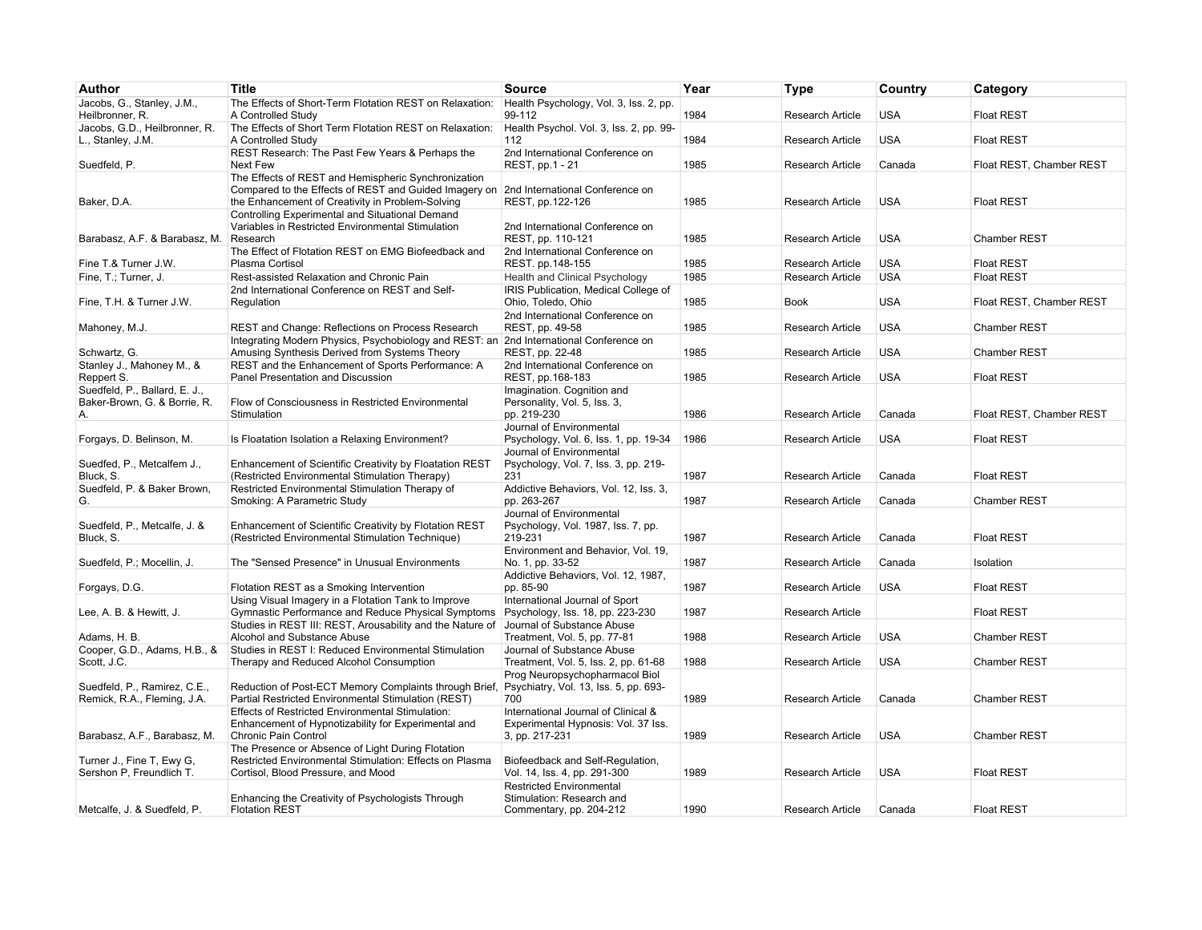| Author | Title | Source | Year | Type | Country | Category |
|---|---|---|---|---|---|---|
| Jacobs, G., Stanley, J.M., Heilbronner, R. | The Effects of Short-Term Flotation REST on Relaxation: A Controlled Study | Health Psychology, Vol. 3, Iss. 2, pp. 99-112 | 1984 | Research Article | USA | Float REST |
| Jacobs, G.D., Heilbronner, R. L., Stanley, J.M. | The Effects of Short Term Flotation REST on Relaxation: A Controlled Study | Health Psychol. Vol. 3, Iss. 2, pp. 99-112 | 1984 | Research Article | USA | Float REST |
| Suedfeld, P. | REST Research: The Past Few Years & Perhaps the Next Few | 2nd International Conference on REST, pp.1 - 21 | 1985 | Research Article | Canada | Float REST, Chamber REST |
| Baker, D.A. | The Effects of REST and Hemispheric Synchronization Compared to the Effects of REST and Guided Imagery on the Enhancement of Creativity in Problem-Solving | 2nd International Conference on REST, pp.122-126 | 1985 | Research Article | USA | Float REST |
| Barabasz, A.F. & Barabasz, M. | Controlling Experimental and Situational Demand Variables in Restricted Environmental Stimulation Research | 2nd International Conference on REST, pp. 110-121 | 1985 | Research Article | USA | Chamber REST |
| Fine T.& Turner J.W. | The Effect of Flotation REST on EMG Biofeedback and Plasma Cortisol | 2nd International Conference on REST. pp.148-155 | 1985 | Research Article | USA | Float REST |
| Fine, T.; Turner, J. | Rest-assisted Relaxation and Chronic Pain | Health and Clinical Psychology | 1985 | Research Article | USA | Float REST |
| Fine, T.H. & Turner J.W. | 2nd International Conference on REST and Self-Regulation | IRIS Publication, Medical College of Ohio, Toledo, Ohio | 1985 | Book | USA | Float REST, Chamber REST |
| Mahoney, M.J. | REST and Change: Reflections on Process Research | 2nd International Conference on REST, pp. 49-58 | 1985 | Research Article | USA | Chamber REST |
| Schwartz, G. | Integrating Modern Physics, Psychobiology and REST: an Amusing Synthesis Derived from Systems Theory | 2nd International Conference on REST, pp. 22-48 | 1985 | Research Article | USA | Chamber REST |
| Stanley J., Mahoney M., & Reppert S. | REST and the Enhancement of Sports Performance: A Panel Presentation and Discussion | 2nd International Conference on REST, pp.168-183 | 1985 | Research Article | USA | Float REST |
| Suedfeld, P., Ballard, E. J., Baker-Brown, G. & Borrie, R. A. | Flow of Consciousness in Restricted Environmental Stimulation | Imagination. Cognition and Personality, Vol. 5, Iss. 3, pp. 219-230 | 1986 | Research Article | Canada | Float REST, Chamber REST |
| Forgays, D. Belinson, M. | Is Floatation Isolation a Relaxing Environment? | Journal of Environmental Psychology, Vol. 6, Iss. 1, pp. 19-34 | 1986 | Research Article | USA | Float REST |
| Suedfed, P., Metcalfem J., Bluck, S. | Enhancement of Scientific Creativity by Floatation REST (Restricted Environmental Stimulation Therapy) | Journal of Environmental Psychology, Vol. 7, Iss. 3, pp. 219-231 | 1987 | Research Article | Canada | Float REST |
| Suedfeld, P. & Baker Brown, G. | Restricted Environmental Stimulation Therapy of Smoking: A Parametric Study | Addictive Behaviors, Vol. 12, Iss. 3, pp. 263-267 | 1987 | Research Article | Canada | Chamber REST |
| Suedfeld, P., Metcalfe, J. & Bluck, S. | Enhancement of Scientific Creativity by Flotation REST (Restricted Environmental Stimulation Technique) | Journal of Environmental Psychology, Vol. 1987, Iss. 7, pp. 219-231 | 1987 | Research Article | Canada | Float REST |
| Suedfeld, P.; Mocellin, J. | The "Sensed Presence" in Unusual Environments | Environment and Behavior, Vol. 19, No. 1, pp. 33-52 | 1987 | Research Article | Canada | Isolation |
| Forgays, D.G. | Flotation REST as a Smoking Intervention | Addictive Behaviors, Vol. 12, 1987, pp. 85-90 | 1987 | Research Article | USA | Float REST |
| Lee, A. B. & Hewitt, J. | Using Visual Imagery in a Flotation Tank to Improve Gymnastic Performance and Reduce Physical Symptoms | International Journal of Sport Psychology, Iss. 18, pp. 223-230 | 1987 | Research Article | | Float REST |
| Adams, H. B. | Studies in REST III: REST, Arousability and the Nature of Alcohol and Substance Abuse | Journal of Substance Abuse Treatment, Vol. 5, pp. 77-81 | 1988 | Research Article | USA | Chamber REST |
| Cooper, G.D., Adams, H.B., & Scott, J.C. | Studies in REST I: Reduced Environmental Stimulation Therapy and Reduced Alcohol Consumption | Journal of Substance Abuse Treatment, Vol. 5, Iss. 2, pp. 61-68 | 1988 | Research Article | USA | Chamber REST |
| Suedfeld, P., Ramirez, C.E., Remick, R.A., Fleming, J.A. | Reduction of Post-ECT Memory Complaints through Brief, Partial Restricted Environmental Stimulation (REST) | Prog Neuropsychopharmacol Biol Psychiatry, Vol. 13, Iss. 5, pp. 693-700 | 1989 | Research Article | Canada | Chamber REST |
| Barabasz, A.F., Barabasz, M. | Effects of Restricted Environmental Stimulation: Enhancement of Hypnotizability for Experimental and Chronic Pain Control | International Journal of Clinical & Experimental Hypnosis: Vol. 37 Iss. 3, pp. 217-231 | 1989 | Research Article | USA | Chamber REST |
| Turner J., Fine T, Ewy G, Sershon P, Freundlich T. | The Presence or Absence of Light During Flotation Restricted Environmental Stimulation: Effects on Plasma Cortisol, Blood Pressure, and Mood | Biofeedback and Self-Regulation, Vol. 14, Iss. 4, pp. 291-300 | 1989 | Research Article | USA | Float REST |
| Metcalfe, J. & Suedfeld, P. | Enhancing the Creativity of Psychologists Through Flotation REST | Restricted Environmental Stimulation: Research and Commentary, pp. 204-212 | 1990 | Research Article | Canada | Float REST |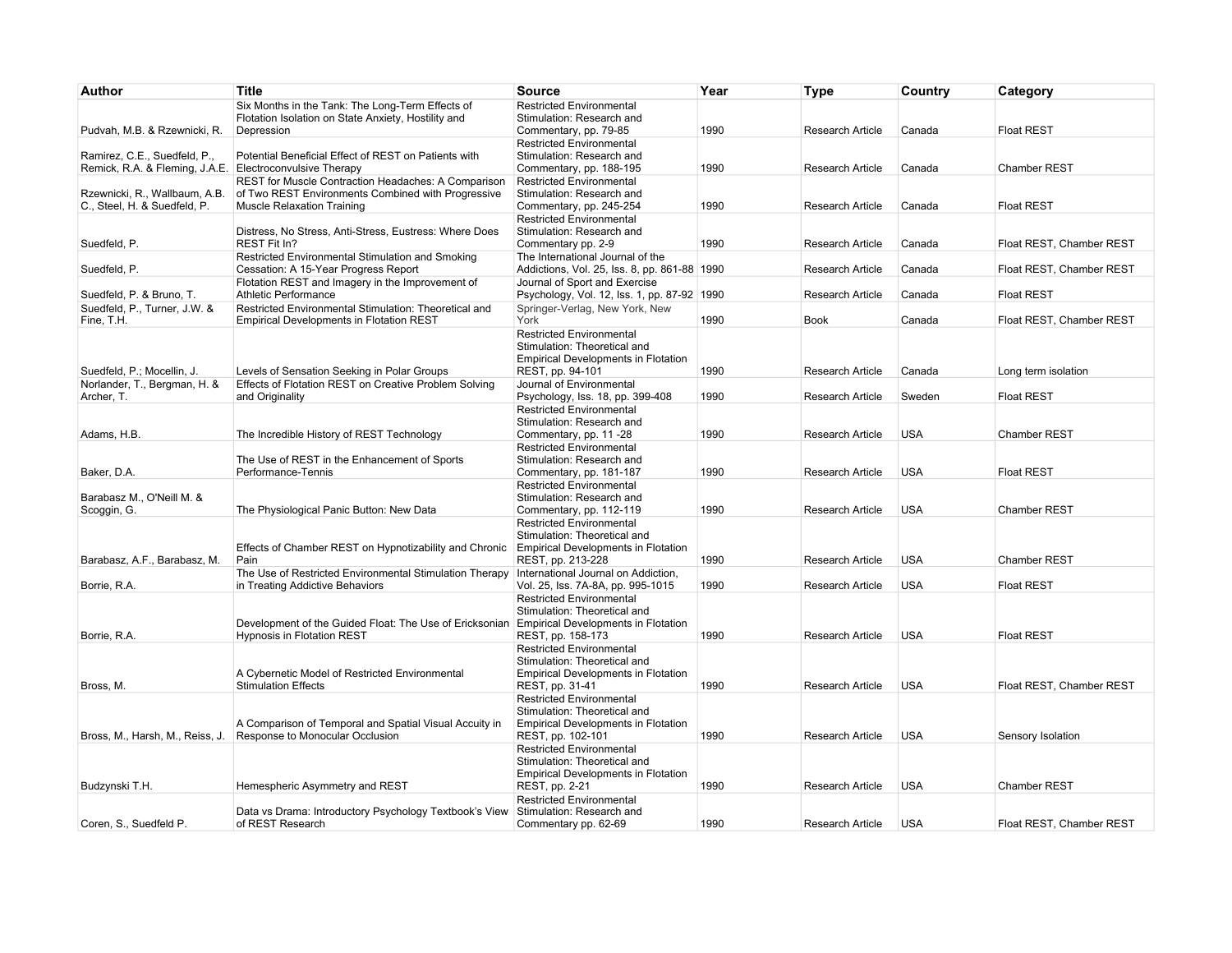| Author | Title | Source | Year | Type | Country | Category |
|---|---|---|---|---|---|---|
| Pudvah, M.B. & Rzewnicki, R. | Six Months in the Tank: The Long-Term Effects of Flotation Isolation on State Anxiety, Hostility and Depression | Restricted Environmental Stimulation: Research and Commentary, pp. 79-85 | 1990 | Research Article | Canada | Float REST |
| Ramirez, C.E., Suedfeld, P., Remick, R.A. & Fleming, J.A.E. | Potential Beneficial Effect of REST on Patients with Electroconvulsive Therapy | Restricted Environmental Stimulation: Research and Commentary, pp. 188-195 | 1990 | Research Article | Canada | Chamber REST |
| Rzewnicki, R., Wallbaum, A.B. C., Steel, H. & Suedfeld, P. | REST for Muscle Contraction Headaches: A Comparison of Two REST Environments Combined with Progressive Muscle Relaxation Training | Restricted Environmental Stimulation: Research and Commentary, pp. 245-254 | 1990 | Research Article | Canada | Float REST |
| Suedfeld, P. | Distress, No Stress, Anti-Stress, Eustress: Where Does REST Fit In? | Restricted Environmental Stimulation: Research and Commentary pp. 2-9 | 1990 | Research Article | Canada | Float REST, Chamber REST |
| Suedfeld, P. | Restricted Environmental Stimulation and Smoking Cessation: A 15-Year Progress Report | The International Journal of the Addictions, Vol. 25, Iss. 8, pp. 861-88 | 1990 | Research Article | Canada | Float REST, Chamber REST |
| Suedfeld, P. & Bruno, T. | Flotation REST and Imagery in the Improvement of Athletic Performance | Journal of Sport and Exercise Psychology, Vol. 12, Iss. 1, pp. 87-92 | 1990 | Research Article | Canada | Float REST |
| Suedfeld, P., Turner, J.W. & Fine, T.H. | Restricted Environmental Stimulation: Theoretical and Empirical Developments in Flotation REST | Springer-Verlag, New York, New York | 1990 | Book | Canada | Float REST, Chamber REST |
| Suedfeld, P.; Mocellin, J. | Levels of Sensation Seeking in Polar Groups | Restricted Environmental Stimulation: Theoretical and Empirical Developments in Flotation REST, pp. 94-101 | 1990 | Research Article | Canada | Long term isolation |
| Norlander, T., Bergman, H. & Archer, T. | Effects of Flotation REST on Creative Problem Solving and Originality | Journal of Environmental Psychology, Iss. 18, pp. 399-408 | 1990 | Research Article | Sweden | Float REST |
| Adams, H.B. | The Incredible History of REST Technology | Restricted Environmental Stimulation: Research and Commentary, pp. 11 -28 | 1990 | Research Article | USA | Chamber REST |
| Baker, D.A. | The Use of REST in the Enhancement of Sports Performance-Tennis | Restricted Environmental Stimulation: Research and Commentary, pp. 181-187 | 1990 | Research Article | USA | Float REST |
| Barabasz M., O'Neill M. & Scoggin, G. | The Physiological Panic Button: New Data | Restricted Environmental Stimulation: Research and Commentary, pp. 112-119 | 1990 | Research Article | USA | Chamber REST |
| Barabasz, A.F., Barabasz, M. | Effects of Chamber REST on Hypnotizability and Chronic Pain | Restricted Environmental Stimulation: Theoretical and Empirical Developments in Flotation REST, pp. 213-228 | 1990 | Research Article | USA | Chamber REST |
| Borrie, R.A. | The Use of Restricted Environmental Stimulation Therapy in Treating Addictive Behaviors | International Journal on Addiction, Vol. 25, Iss. 7A-8A, pp. 995-1015 | 1990 | Research Article | USA | Float REST |
| Borrie, R.A. | Development of the Guided Float: The Use of Ericksonian Hypnosis in Flotation REST | Restricted Environmental Stimulation: Theoretical and Empirical Developments in Flotation REST, pp. 158-173 | 1990 | Research Article | USA | Float REST |
| Bross, M. | A Cybernetic Model of Restricted Environmental Stimulation Effects | Restricted Environmental Stimulation: Theoretical and Empirical Developments in Flotation REST, pp. 31-41 | 1990 | Research Article | USA | Float REST, Chamber REST |
| Bross, M., Harsh, M., Reiss, J. | A Comparison of Temporal and Spatial Visual Acuity in Response to Monocular Occlusion | Restricted Environmental Stimulation: Theoretical and Empirical Developments in Flotation REST, pp. 102-101 | 1990 | Research Article | USA | Sensory Isolation |
| Budzynski T.H. | Hemespheric Asymmetry and REST | Restricted Environmental Stimulation: Theoretical and Empirical Developments in Flotation REST, pp. 2-21 | 1990 | Research Article | USA | Chamber REST |
| Coren, S., Suedfeld P. | Data vs Drama: Introductory Psychology Textbook's View of REST Research | Restricted Environmental Stimulation: Research and Commentary pp. 62-69 | 1990 | Research Article | USA | Float REST, Chamber REST |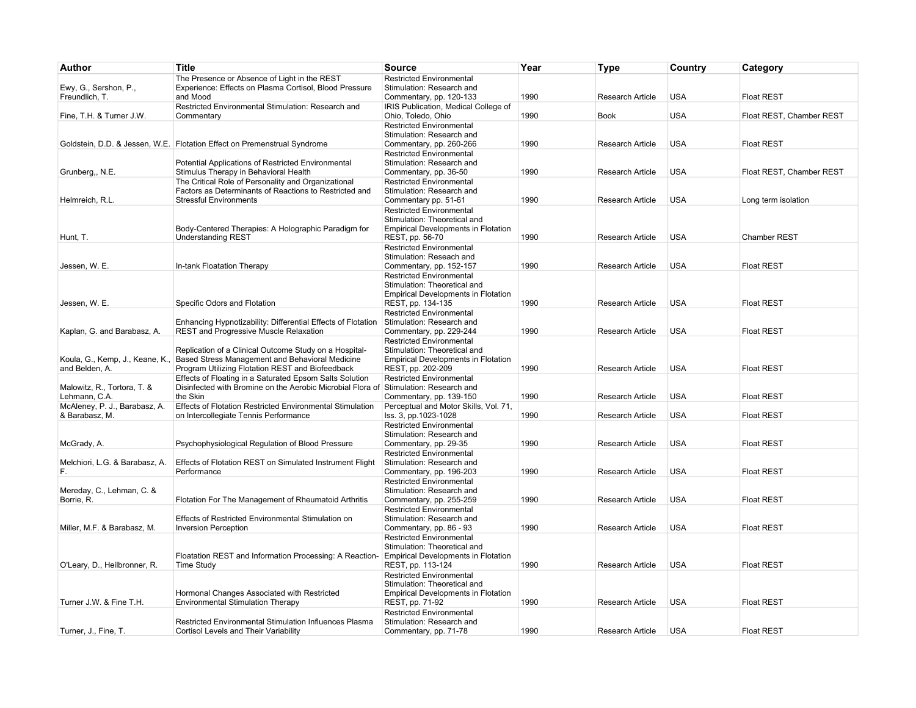| Author | Title | Source | Year | Type | Country | Category |
|---|---|---|---|---|---|---|
| Ewy, G., Sershon, P., Freundlich, T. | The Presence or Absence of Light in the REST Experience: Effects on Plasma Cortisol, Blood Pressure and Mood | Restricted Environmental Stimulation: Research and Commentary, pp. 120-133 | 1990 | Research Article | USA | Float REST |
| Fine, T.H. & Turner J.W. | Restricted Environmental Stimulation: Research and Commentary | IRIS Publication, Medical College of Ohio, Toledo, Ohio | 1990 | Book | USA | Float REST, Chamber REST |
| Goldstein, D.D. & Jessen, W.E. | Flotation Effect on Premenstrual Syndrome | Restricted Environmental Stimulation: Research and Commentary, pp. 260-266 | 1990 | Research Article | USA | Float REST |
| Grunberg,, N.E. | Potential Applications of Restricted Environmental Stimulus Therapy in Behavioral Health | Restricted Environmental Stimulation: Research and Commentary, pp. 36-50 | 1990 | Research Article | USA | Float REST, Chamber REST |
| Helmreich, R.L. | The Critical Role of Personality and Organizational Factors as Determinants of Reactions to Restricted and Stressful Environments | Restricted Environmental Stimulation: Research and Commentary pp. 51-61 | 1990 | Research Article | USA | Long term isolation |
| Hunt, T. | Body-Centered Therapies: A Holographic Paradigm for Understanding REST | Restricted Environmental Stimulation: Theoretical and Empirical Developments in Flotation REST, pp. 56-70 | 1990 | Research Article | USA | Chamber REST |
| Jessen, W. E. | In-tank Floatation Therapy | Restricted Environmental Stimulation: Reseach and Commentary, pp. 152-157 | 1990 | Research Article | USA | Float REST |
| Jessen, W. E. | Specific Odors and Flotation | Restricted Environmental Stimulation: Theoretical and Empirical Developments in Flotation REST, pp. 134-135 | 1990 | Research Article | USA | Float REST |
| Kaplan, G. and Barabasz, A. | Enhancing Hypnotizability: Differential Effects of Flotation REST and Progressive Muscle Relaxation | Restricted Environmental Stimulation: Research and Commentary, pp. 229-244 | 1990 | Research Article | USA | Float REST |
| Koula, G., Kemp, J., Keane, K., and Belden, A. | Replication of a Clinical Outcome Study on a Hospital-Based Stress Management and Behavioral Medicine Program Utilizing Flotation REST and Biofeedback | Restricted Environmental Stimulation: Theoretical and Empirical Developments in Flotation REST, pp. 202-209 | 1990 | Research Article | USA | Float REST |
| Malowitz, R., Tortora, T. & Lehmann, C.A. | Effects of Floating in a Saturated Epsom Salts Solution Disinfected with Bromine on the Aerobic Microbial Flora of the Skin | Restricted Environmental Stimulation: Research and Commentary, pp. 139-150 | 1990 | Research Article | USA | Float REST |
| McAleney, P. J., Barabasz, A. & Barabasz, M. | Effects of Flotation Restricted Environmental Stimulation on Intercollegiate Tennis Performance | Perceptual and Motor Skills, Vol. 71, Iss. 3, pp.1023-1028 | 1990 | Research Article | USA | Float REST |
| McGrady, A. | Psychophysiological Regulation of Blood Pressure | Restricted Environmental Stimulation: Research and Commentary, pp. 29-35 | 1990 | Research Article | USA | Float REST |
| Melchiori, L.G. & Barabasz, A. F. | Effects of Flotation REST on Simulated Instrument Flight Performance | Restricted Environmental Stimulation: Research and Commentary, pp. 196-203 | 1990 | Research Article | USA | Float REST |
| Mereday, C., Lehman, C. & Borrie, R. | Flotation For The Management of Rheumatoid Arthritis | Restricted Environmental Stimulation: Research and Commentary, pp. 255-259 | 1990 | Research Article | USA | Float REST |
| Miller, M.F. & Barabasz, M. | Effects of Restricted Environmental Stimulation on Inversion Perception | Restricted Environmental Stimulation: Research and Commentary, pp. 86 - 93 | 1990 | Research Article | USA | Float REST |
| O'Leary, D., Heilbronner, R. | Floatation REST and Information Processing: A Reaction-Time Study | Restricted Environmental Stimulation: Theoretical and Empirical Developments in Flotation REST, pp. 113-124 | 1990 | Research Article | USA | Float REST |
| Turner J.W. & Fine T.H. | Hormonal Changes Associated with Restricted Environmental Stimulation Therapy | Restricted Environmental Stimulation: Theoretical and Empirical Developments in Flotation REST, pp. 71-92 | 1990 | Research Article | USA | Float REST |
| Turner, J., Fine, T. | Restricted Environmental Stimulation Influences Plasma Cortisol Levels and Their Variability | Restricted Environmental Stimulation: Research and Commentary, pp. 71-78 | 1990 | Research Article | USA | Float REST |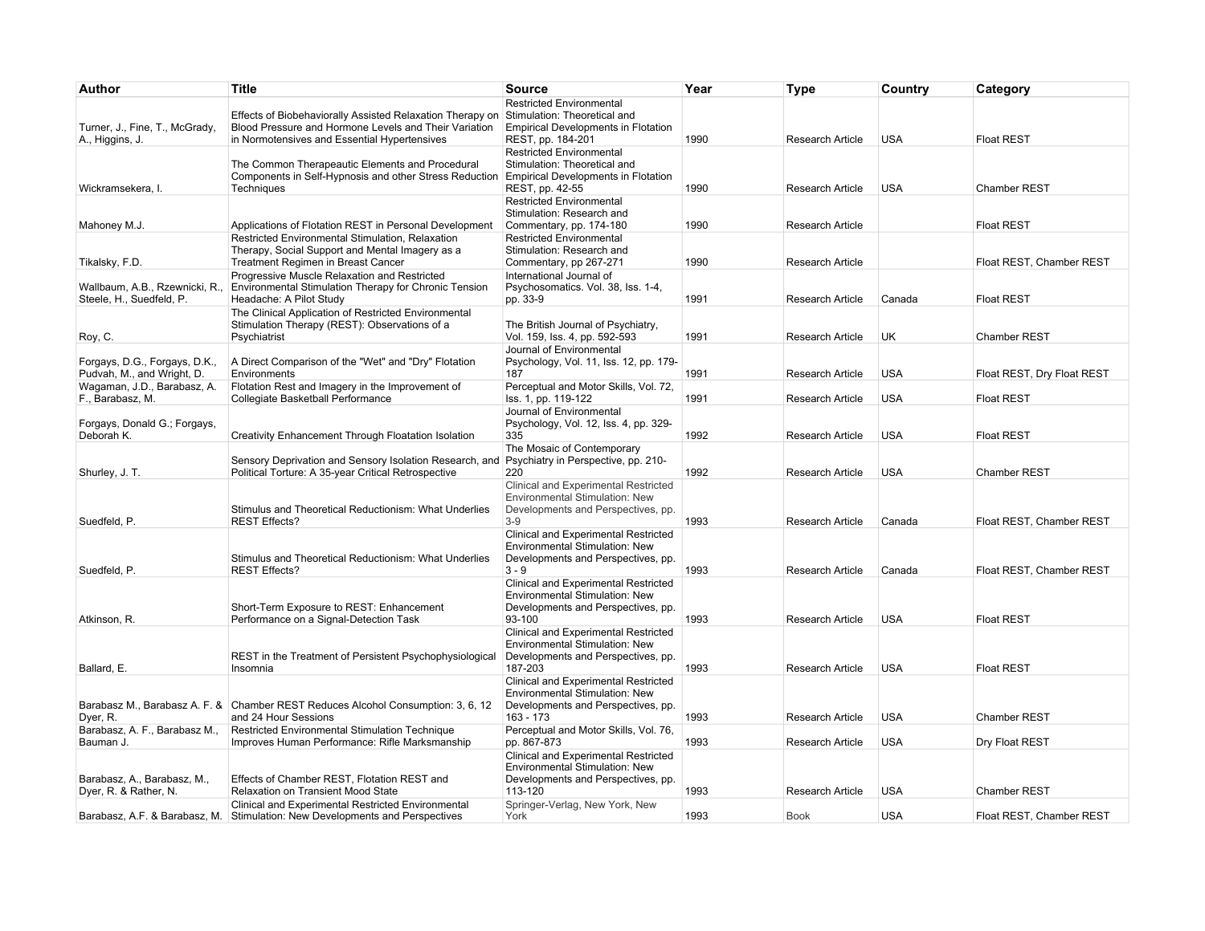| Author | Title | Source | Year | Type | Country | Category |
|---|---|---|---|---|---|---|
| Turner, J., Fine, T., McGrady, A., Higgins, J. | Effects of Biobehaviorally Assisted Relaxation Therapy on Blood Pressure and Hormone Levels and Their Variation in Normotensives and Essential Hypertensives | Restricted Environmental Stimulation: Theoretical and Empirical Developments in Flotation REST, pp. 184-201 | 1990 | Research Article | USA | Float REST |
| Wickramsekera, I. | The Common Therapeautic Elements and Procedural Components in Self-Hypnosis and other Stress Reduction Techniques | Restricted Environmental Stimulation: Theoretical and Empirical Developments in Flotation REST, pp. 42-55 | 1990 | Research Article | USA | Chamber REST |
| Mahoney M.J. | Applications of Flotation REST in Personal Development | Restricted Environmental Stimulation: Research and Commentary, pp. 174-180 | 1990 | Research Article | | Float REST |
| Tikalsky, F.D. | Restricted Environmental Stimulation, Relaxation Therapy, Social Support and Mental Imagery as a Treatment Regimen in Breast Cancer | Restricted Environmental Stimulation: Research and Commentary, pp 267-271 | 1990 | Research Article | | Float REST, Chamber REST |
| Wallbaum, A.B., Rzewnicki, R., Steele, H., Suedfeld, P. | Progressive Muscle Relaxation and Restricted Environmental Stimulation Therapy for Chronic Tension Headache: A Pilot Study | International Journal of Psychosomatics. Vol. 38, Iss. 1-4, pp. 33-9 | 1991 | Research Article | Canada | Float REST |
| Roy, C. | The Clinical Application of Restricted Environmental Stimulation Therapy (REST): Observations of a Psychiatrist | The British Journal of Psychiatry, Vol. 159, Iss. 4, pp. 592-593 | 1991 | Research Article | UK | Chamber REST |
| Forgays, D.G., Forgays, D.K., Pudvah, M., and Wright, D. | A Direct Comparison of the "Wet" and "Dry" Flotation Environments | Journal of Environmental Psychology, Vol. 11, Iss. 12, pp. 179-187 | 1991 | Research Article | USA | Float REST, Dry Float REST |
| Wagaman, J.D., Barabasz, A. F., Barabasz, M. | Flotation Rest and Imagery in the Improvement of Collegiate Basketball Performance | Perceptual and Motor Skills, Vol. 72, Iss. 1, pp. 119-122 | 1991 | Research Article | USA | Float REST |
| Forgays, Donald G.; Forgays, Deborah K. | Creativity Enhancement Through Floatation Isolation | Journal of Environmental Psychology, Vol. 12, Iss. 4, pp. 329-335 | 1992 | Research Article | USA | Float REST |
| Shurley, J. T. | Sensory Deprivation and Sensory Isolation Research, and Political Torture: A 35-year Critical Retrospective | The Mosaic of Contemporary Psychiatry in Perspective, pp. 210-220 | 1992 | Research Article | USA | Chamber REST |
| Suedfeld, P. | Stimulus and Theoretical Reductionism: What Underlies REST Effects? | Clinical and Experimental Restricted Environmental Stimulation: New Developments and Perspectives, pp. 3-9 | 1993 | Research Article | Canada | Float REST, Chamber REST |
| Suedfeld, P. | Stimulus and Theoretical Reductionism: What Underlies REST Effects? | Clinical and Experimental Restricted Environmental Stimulation: New Developments and Perspectives, pp. 3 - 9 | 1993 | Research Article | Canada | Float REST, Chamber REST |
| Atkinson, R. | Short-Term Exposure to REST: Enhancement Performance on a Signal-Detection Task | Clinical and Experimental Restricted Environmental Stimulation: New Developments and Perspectives, pp. 93-100 | 1993 | Research Article | USA | Float REST |
| Ballard, E. | REST in the Treatment of Persistent Psychophysiological Insomnia | Clinical and Experimental Restricted Environmental Stimulation: New Developments and Perspectives, pp. 187-203 | 1993 | Research Article | USA | Float REST |
| Barabasz M., Barabasz A. F. & Dyer, R. | Chamber REST Reduces Alcohol Consumption: 3, 6, 12 and 24 Hour Sessions | Clinical and Experimental Restricted Environmental Stimulation: New Developments and Perspectives, pp. 163 - 173 | 1993 | Research Article | USA | Chamber REST |
| Barabasz, A. F., Barabasz M., Bauman J. | Restricted Environmental Stimulation Technique Improves Human Performance: Rifle Marksmanship | Perceptual and Motor Skills, Vol. 76, pp. 867-873 | 1993 | Research Article | USA | Dry Float REST |
| Barabasz, A., Barabasz, M., Dyer, R. & Rather, N. | Effects of Chamber REST, Flotation REST and Relaxation on Transient Mood State | Clinical and Experimental Restricted Environmental Stimulation: New Developments and Perspectives, pp. 113-120 | 1993 | Research Article | USA | Chamber REST |
| Barabasz, A.F. & Barabasz, M. | Clinical and Experimental Restricted Environmental Stimulation: New Developments and Perspectives | Springer-Verlag, New York, New York | 1993 | Book | USA | Float REST, Chamber REST |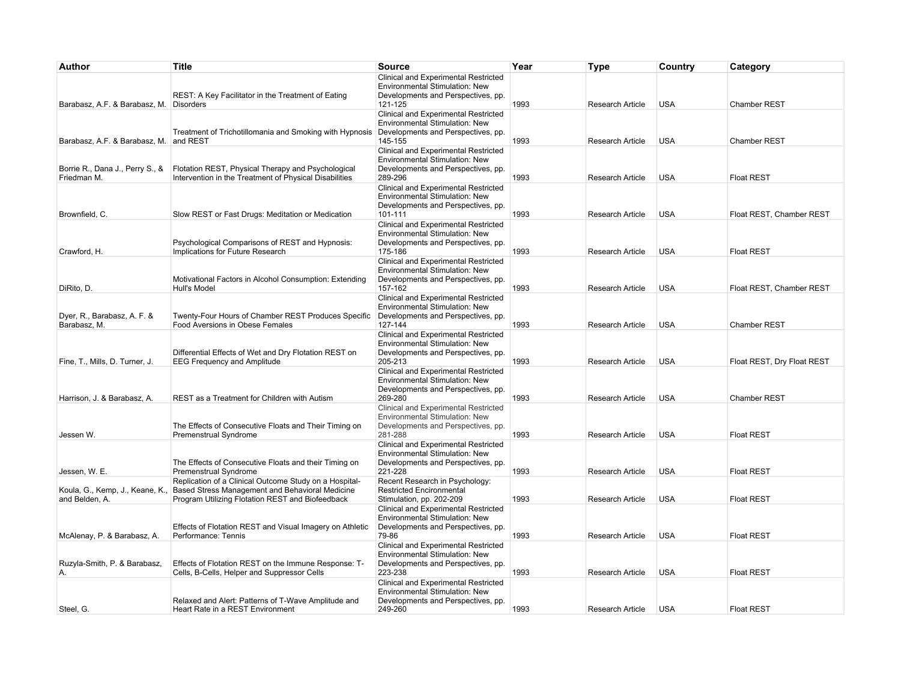| Author | Title | Source | Year | Type | Country | Category |
|---|---|---|---|---|---|---|
| Barabasz, A.F. & Barabasz, M. | REST: A Key Facilitator in the Treatment of Eating Disorders | Clinical and Experimental Restricted Environmental Stimulation: New Developments and Perspectives, pp. 121-125 | 1993 | Research Article | USA | Chamber REST |
| Barabasz, A.F. & Barabasz, M. | Treatment of Trichotillomania and Smoking with Hypnosis and REST | Clinical and Experimental Restricted Environmental Stimulation: New Developments and Perspectives, pp. 145-155 | 1993 | Research Article | USA | Chamber REST |
| Borrie R., Dana J., Perry S., & Friedman M. | Flotation REST, Physical Therapy and Psychological Intervention in the Treatment of Physical Disabilities | Clinical and Experimental Restricted Environmental Stimulation: New Developments and Perspectives, pp. 289-296 | 1993 | Research Article | USA | Float REST |
| Brownfield, C. | Slow REST or Fast Drugs: Meditation or Medication | Clinical and Experimental Restricted Environmental Stimulation: New Developments and Perspectives, pp. 101-111 | 1993 | Research Article | USA | Float REST, Chamber REST |
| Crawford, H. | Psychological Comparisons of REST and Hypnosis: Implications for Future Research | Clinical and Experimental Restricted Environmental Stimulation: New Developments and Perspectives, pp. 175-186 | 1993 | Research Article | USA | Float REST |
| DiRito, D. | Motivational Factors in Alcohol Consumption: Extending Hull's Model | Clinical and Experimental Restricted Environmental Stimulation: New Developments and Perspectives, pp. 157-162 | 1993 | Research Article | USA | Float REST, Chamber REST |
| Dyer, R., Barabasz, A. F. & Barabasz, M. | Twenty-Four Hours of Chamber REST Produces Specific Food Aversions in Obese Females | Clinical and Experimental Restricted Environmental Stimulation: New Developments and Perspectives, pp. 127-144 | 1993 | Research Article | USA | Chamber REST |
| Fine, T., Mills, D. Turner, J. | Differential Effects of Wet and Dry Flotation REST on EEG Frequency and Amplitude | Clinical and Experimental Restricted Environmental Stimulation: New Developments and Perspectives, pp. 205-213 | 1993 | Research Article | USA | Float REST, Dry Float REST |
| Harrison, J. & Barabasz, A. | REST as a Treatment for Children with Autism | Clinical and Experimental Restricted Environmental Stimulation: New Developments and Perspectives, pp. 269-280 | 1993 | Research Article | USA | Chamber REST |
| Jessen W. | The Effects of Consecutive Floats and Their Timing on Premenstrual Syndrome | Clinical and Experimental Restricted Environmental Stimulation: New Developments and Perspectives, pp. 281-288 | 1993 | Research Article | USA | Float REST |
| Jessen, W. E. | The Effects of Consecutive Floats and their Timing on Premenstrual Syndrome | Clinical and Experimental Restricted Environmental Stimulation: New Developments and Perspectives, pp. 221-228 | 1993 | Research Article | USA | Float REST |
| Koula, G., Kemp, J., Keane, K., and Belden, A. | Replication of a Clinical Outcome Study on a Hospital-Based Stress Management and Behavioral Medicine Program Utilizing Flotation REST and Biofeedback | Recent Research in Psychology: Restricted Encironmental Stimulation, pp. 202-209 | 1993 | Research Article | USA | Float REST |
| McAlenay, P. & Barabasz, A. | Effects of Flotation REST and Visual Imagery on Athletic Performance: Tennis | Clinical and Experimental Restricted Environmental Stimulation: New Developments and Perspectives, pp. 79-86 | 1993 | Research Article | USA | Float REST |
| Ruzyla-Smith, P. & Barabasz, A. | Effects of Flotation REST on the Immune Response: T-Cells, B-Cells, Helper and Suppressor Cells | Clinical and Experimental Restricted Environmental Stimulation: New Developments and Perspectives, pp. 223-238 | 1993 | Research Article | USA | Float REST |
| Steel, G. | Relaxed and Alert: Patterns of T-Wave Amplitude and Heart Rate in a REST Environment | Clinical and Experimental Restricted Environmental Stimulation: New Developments and Perspectives, pp. 249-260 | 1993 | Research Article | USA | Float REST |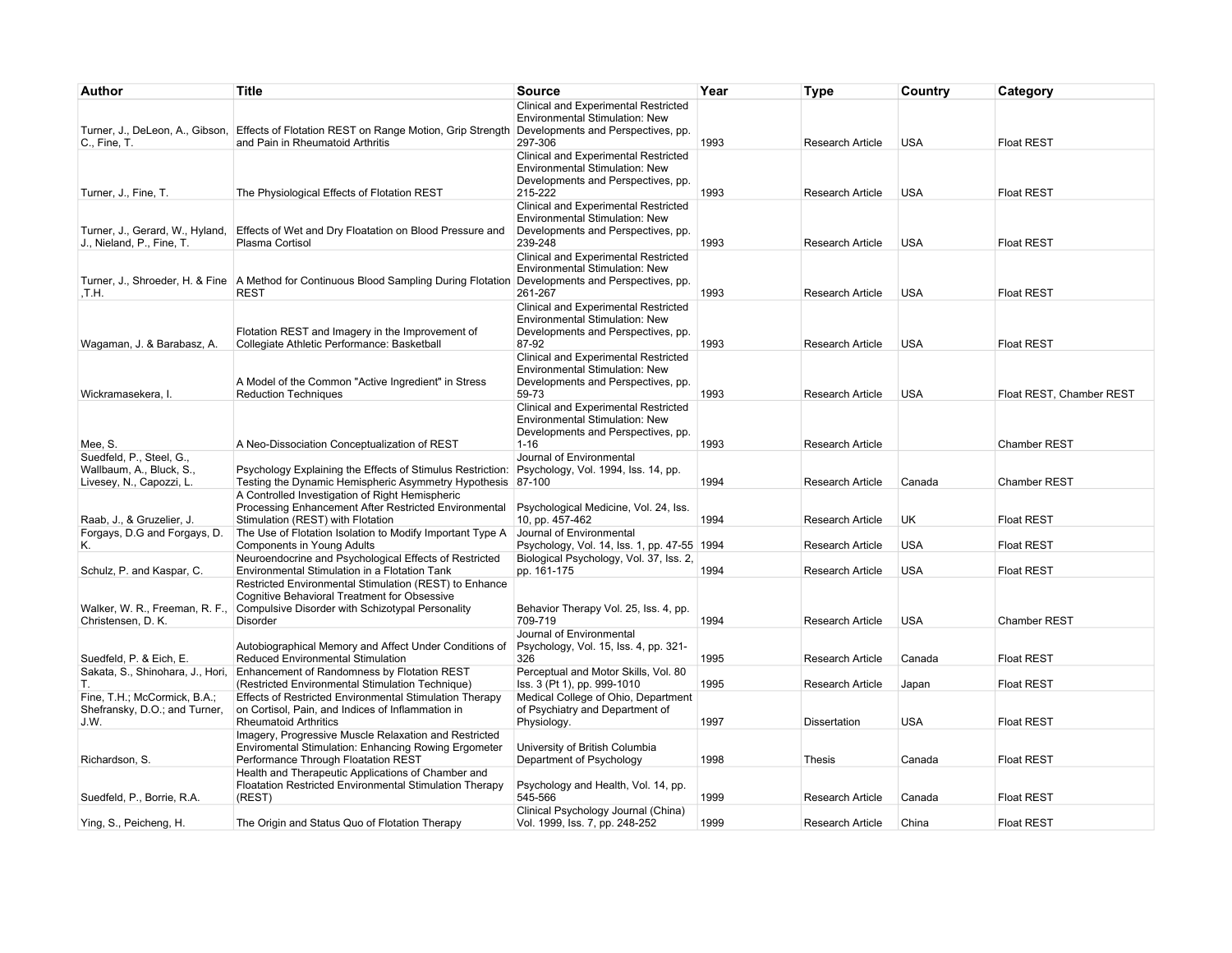| Author | Title | Source | Year | Type | Country | Category |
|---|---|---|---|---|---|---|
| Turner, J., DeLeon, A., Gibson, C., Fine, T. | Effects of Flotation REST on Range Motion, Grip Strength and Pain in Rheumatoid Arthritis | Clinical and Experimental Restricted Environmental Stimulation: New Developments and Perspectives, pp. 297-306 | 1993 | Research Article | USA | Float REST |
| Turner, J., Fine, T. | The Physiological Effects of Flotation REST | Clinical and Experimental Restricted Environmental Stimulation: New Developments and Perspectives, pp. 215-222 | 1993 | Research Article | USA | Float REST |
| Turner, J., Gerard, W., Hyland, J., Nieland, P., Fine, T. | Effects of Wet and Dry Floatation on Blood Pressure and Plasma Cortisol | Clinical and Experimental Restricted Environmental Stimulation: New Developments and Perspectives, pp. 239-248 | 1993 | Research Article | USA | Float REST |
| Turner, J., Shroeder, H. & Fine ,T.H. | A Method for Continuous Blood Sampling During Flotation REST | Clinical and Experimental Restricted Environmental Stimulation: New Developments and Perspectives, pp. 261-267 | 1993 | Research Article | USA | Float REST |
| Wagaman, J. & Barabasz, A. | Flotation REST and Imagery in the Improvement of Collegiate Athletic Performance: Basketball | Clinical and Experimental Restricted Environmental Stimulation: New Developments and Perspectives, pp. 87-92 | 1993 | Research Article | USA | Float REST |
| Wickramasekera, I. | A Model of the Common "Active Ingredient" in Stress Reduction Techniques | Clinical and Experimental Restricted Environmental Stimulation: New Developments and Perspectives, pp. 59-73 | 1993 | Research Article | USA | Float REST, Chamber REST |
| Mee, S. | A Neo-Dissociation Conceptualization of REST | Clinical and Experimental Restricted Environmental Stimulation: New Developments and Perspectives, pp. 1-16 | 1993 | Research Article | | Chamber REST |
| Suedfeld, P., Steel, G., Wallbaum, A., Bluck, S., Livesey, N., Capozzi, L. | Psychology Explaining the Effects of Stimulus Restriction: Testing the Dynamic Hemispheric Asymmetry Hypothesis | Journal of Environmental Psychology, Vol. 1994, Iss. 14, pp. 87-100 | 1994 | Research Article | Canada | Chamber REST |
| Raab, J., & Gruzelier, J. | A Controlled Investigation of Right Hemispheric Processing Enhancement After Restricted Environmental Stimulation (REST) with Flotation | Psychological Medicine, Vol. 24, Iss. 10, pp. 457-462 | 1994 | Research Article | UK | Float REST |
| Forgays, D.G and Forgays, D. K. | The Use of Flotation Isolation to Modify Important Type A Components in Young Adults | Journal of Environmental Psychology, Vol. 14, Iss. 1, pp. 47-55 | 1994 | Research Article | USA | Float REST |
| Schulz, P. and Kaspar, C. | Neuroendocrine and Psychological Effects of Restricted Environmental Stimulation in a Flotation Tank | Biological Psychology, Vol. 37, Iss. 2, pp. 161-175 | 1994 | Research Article | USA | Float REST |
| Walker, W. R., Freeman, R. F., Christensen, D. K. | Restricted Environmental Stimulation (REST) to Enhance Cognitive Behavioral Treatment for Obsessive Compulsive Disorder with Schizotypal Personality Disorder | Behavior Therapy Vol. 25, Iss. 4, pp. 709-719 | 1994 | Research Article | USA | Chamber REST |
| Suedfeld, P. & Eich, E. | Autobiographical Memory and Affect Under Conditions of Reduced Environmental Stimulation | Journal of Environmental Psychology, Vol. 15, Iss. 4, pp. 321-326 | 1995 | Research Article | Canada | Float REST |
| Sakata, S., Shinohara, J., Hori, T. | Enhancement of Randomness by Flotation REST (Restricted Environmental Stimulation Technique) | Perceptual and Motor Skills, Vol. 80 Iss. 3 (Pt 1), pp. 999-1010 | 1995 | Research Article | Japan | Float REST |
| Fine, T.H.; McCormick, B.A.; Shefransky, D.O.; and Turner, J.W. | Effects of Restricted Environmental Stimulation Therapy on Cortisol, Pain, and Indices of Inflammation in Rheumatoid Arthritics | Medical College of Ohio, Department of Psychiatry and Department of Physiology. | 1997 | Dissertation | USA | Float REST |
| Richardson, S. | Imagery, Progressive Muscle Relaxation and Restricted Enviromental Stimulation: Enhancing Rowing Ergometer Performance Through Floatation REST | University of British Columbia Department of Psychology | 1998 | Thesis | Canada | Float REST |
| Suedfeld, P., Borrie, R.A. | Health and Therapeutic Applications of Chamber and Floatation Restricted Environmental Stimulation Therapy (REST) | Psychology and Health, Vol. 14, pp. 545-566 | 1999 | Research Article | Canada | Float REST |
| Ying, S., Peicheng, H. | The Origin and Status Quo of Flotation Therapy | Clinical Psychology Journal (China) Vol. 1999, Iss. 7, pp. 248-252 | 1999 | Research Article | China | Float REST |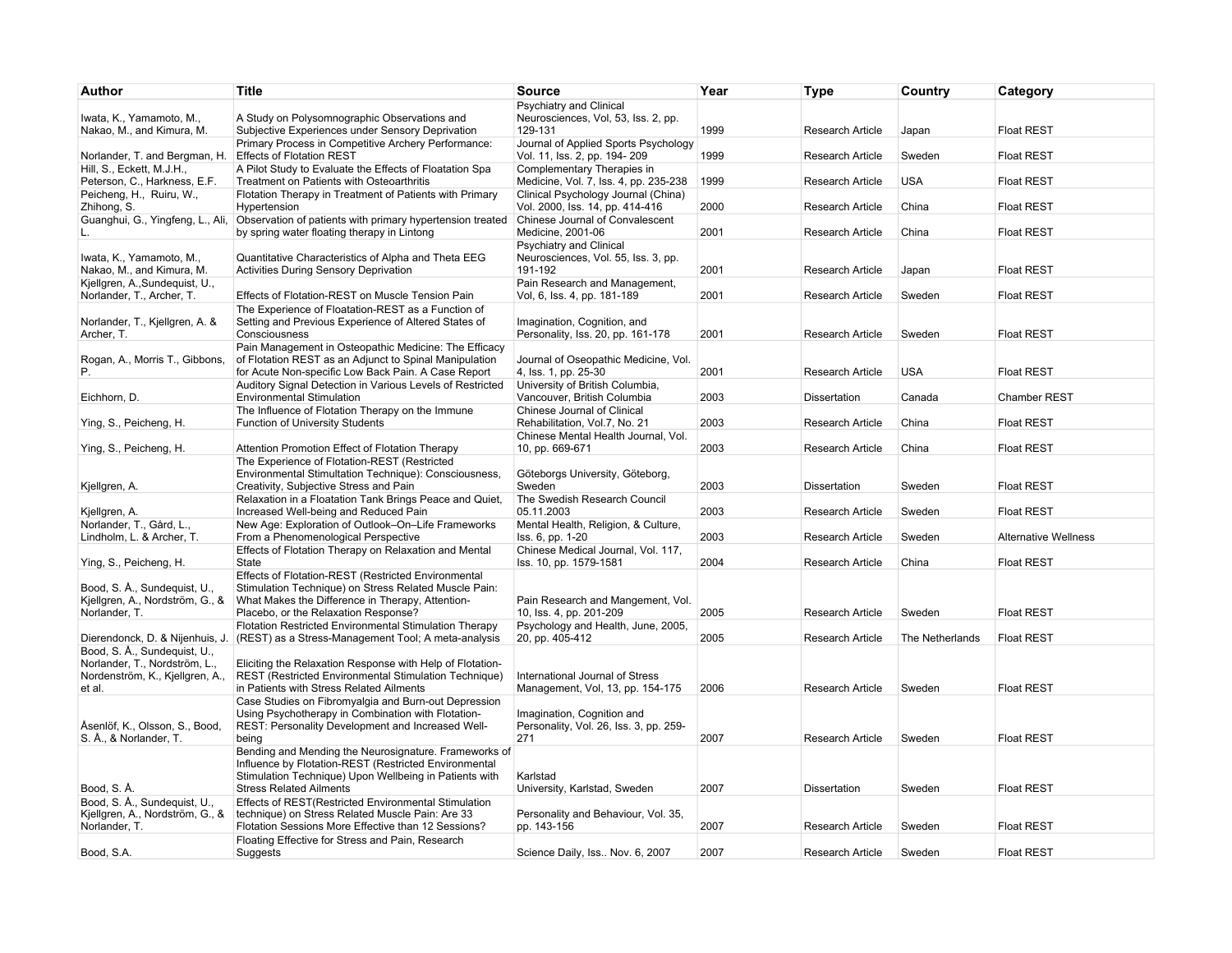| Author | Title | Source | Year | Type | Country | Category |
|---|---|---|---|---|---|---|
| Iwata, K., Yamamoto, M., Nakao, M., and Kimura, M. | A Study on Polysomnographic Observations and Subjective Experiences under Sensory Deprivation | Psychiatry and Clinical Neurosciences, Vol, 53, Iss. 2, pp. 129-131 | 1999 | Research Article | Japan | Float REST |
| Norlander, T. and Bergman, H. | Primary Process in Competitive Archery Performance: Effects of Flotation REST | Journal of Applied Sports Psychology Vol. 11, Iss. 2, pp. 194- 209 | 1999 | Research Article | Sweden | Float REST |
| Hill, S., Eckett, M.J.H., Peterson, C., Harkness, E.F. | A Pilot Study to Evaluate the Effects of Floatation Spa Treatment on Patients with Osteoarthritis | Complementary Therapies in Medicine, Vol. 7, Iss. 4, pp. 235-238 | 1999 | Research Article | USA | Float REST |
| Peicheng, H., Ruiru, W., Zhihong, S. | Flotation Therapy in Treatment of Patients with Primary Hypertension | Clinical Psychology Journal (China) Vol. 2000, Iss. 14, pp. 414-416 | 2000 | Research Article | China | Float REST |
| Guanghui, G., Yingfeng, L., Ali, L. | Observation of patients with primary hypertension treated by spring water floating therapy in Lintong | Chinese Journal of Convalescent Medicine, 2001-06 | 2001 | Research Article | China | Float REST |
| Iwata, K., Yamamoto, M., Nakao, M., and Kimura, M. | Quantitative Characteristics of Alpha and Theta EEG Activities During Sensory Deprivation | Psychiatry and Clinical Neurosciences, Vol. 55, Iss. 3, pp. 191-192 | 2001 | Research Article | Japan | Float REST |
| Kjellgren, A.,Sundequist, U., Norlander, T., Archer, T. | Effects of Flotation-REST on Muscle Tension Pain | Pain Research and Management, Vol, 6, Iss. 4, pp. 181-189 | 2001 | Research Article | Sweden | Float REST |
| Norlander, T., Kjellgren, A. & Archer, T. | The Experience of Floatation-REST as a Function of Setting and Previous Experience of Altered States of Consciousness | Imagination, Cognition, and Personality, Iss. 20, pp. 161-178 | 2001 | Research Article | Sweden | Float REST |
| Rogan, A., Morris T., Gibbons, P. | Pain Management in Osteopathic Medicine: The Efficacy of Flotation REST as an Adjunct to Spinal Manipulation for Acute Non-specific Low Back Pain. A Case Report | Journal of Oseopathic Medicine, Vol. 4, Iss. 1, pp. 25-30 | 2001 | Research Article | USA | Float REST |
| Eichhorn, D. | Auditory Signal Detection in Various Levels of Restricted Environmental Stimulation | University of British Columbia, Vancouver, British Columbia | 2003 | Dissertation | Canada | Chamber REST |
| Ying, S., Peicheng, H. | The Influence of Flotation Therapy on the Immune Function of University Students | Chinese Journal of Clinical Rehabilitation, Vol.7, No. 21 | 2003 | Research Article | China | Float REST |
| Ying, S., Peicheng, H. | Attention Promotion Effect of Flotation Therapy | Chinese Mental Health Journal, Vol. 10, pp. 669-671 | 2003 | Research Article | China | Float REST |
| Kjellgren, A. | The Experience of Flotation-REST (Restricted Environmental Stimultation Technique): Consciousness, Creativity, Subjective Stress and Pain | Göteborgs University, Göteborg, Sweden | 2003 | Dissertation | Sweden | Float REST |
| Kjellgren, A. | Relaxation in a Floatation Tank Brings Peace and Quiet, Increased Well-being and Reduced Pain | The Swedish Research Council 05.11.2003 | 2003 | Research Article | Sweden | Float REST |
| Norlander, T., Gård, L., Lindholm, L. & Archer, T. | New Age: Exploration of Outlook–On–Life Frameworks From a Phenomenological Perspective | Mental Health, Religion, & Culture, Iss. 6, pp. 1-20 | 2003 | Research Article | Sweden | Alternative Wellness |
| Ying, S., Peicheng, H. | Effects of Flotation Therapy on Relaxation and Mental State | Chinese Medical Journal, Vol. 117, Iss. 10, pp. 1579-1581 | 2004 | Research Article | China | Float REST |
| Bood, S. Å., Sundequist, U., Kjellgren, A., Nordström, G., & Norlander, T. | Effects of Flotation-REST (Restricted Environmental Stimulation Technique) on Stress Related Muscle Pain: What Makes the Difference in Therapy, Attention-Placebo, or the Relaxation Response? | Pain Research and Mangement, Vol. 10, Iss. 4, pp. 201-209 | 2005 | Research Article | Sweden | Float REST |
| Dierendonck, D. & Nijenhuis, J. | Flotation Restricted Environmental Stimulation Therapy (REST) as a Stress-Management Tool; A meta-analysis | Psychology and Health, June, 2005, 20, pp. 405-412 | 2005 | Research Article | The Netherlands | Float REST |
| Bood, S. Å., Sundequist, U., Norlander, T., Nordström, L., Nordenström, K., Kjellgren, A., et al. | Eliciting the Relaxation Response with Help of Flotation-REST (Restricted Environmental Stimulation Technique) in Patients with Stress Related Ailments | International Journal of Stress Management, Vol, 13, pp. 154-175 | 2006 | Research Article | Sweden | Float REST |
| Åsenlöf, K., Olsson, S., Bood, S. Å., & Norlander, T. | Case Studies on Fibromyalgia and Burn-out Depression Using Psychotherapy in Combination with Flotation-REST: Personality Development and Increased Well-being | Imagination, Cognition and Personality, Vol. 26, Iss. 3, pp. 259-271 | 2007 | Research Article | Sweden | Float REST |
| Bood, S. Å. | Bending and Mending the Neurosignature. Frameworks of Influence by Flotation-REST (Restricted Environmental Stimulation Technique) Upon Wellbeing in Patients with Stress Related Ailments | Karlstad University, Karlstad, Sweden | 2007 | Dissertation | Sweden | Float REST |
| Bood, S. Å., Sundequist, U., Kjellgren, A., Nordström, G., & Norlander, T. | Effects of REST(Restricted Environmental Stimulation technique) on Stress Related Muscle Pain: Are 33 Flotation Sessions More Effective than 12 Sessions? | Personality and Behaviour, Vol. 35, pp. 143-156 | 2007 | Research Article | Sweden | Float REST |
| Bood, S.A. | Floating Effective for Stress and Pain, Research Suggests | Science Daily, Iss.. Nov. 6, 2007 | 2007 | Research Article | Sweden | Float REST |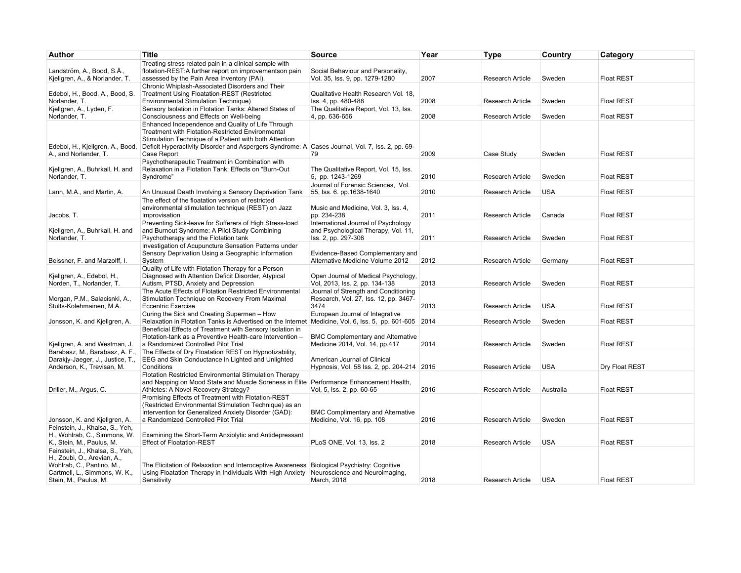| Author | Title | Source | Year | Type | Country | Category |
|---|---|---|---|---|---|---|
| Landström, A., Bood, S.Å., Kjellgren, A., & Norlander, T. | Treating stress related pain in a clinical sample with flotation-REST:A further report on improvementson pain assessed by the Pain Area Inventory (PAI). | Social Behaviour and Personality, Vol. 35, Iss. 9, pp. 1279-1280 | 2007 | Research Article | Sweden | Float REST |
| Edebol, H., Bood, A., Bood, S. Norlander, T. | Chronic Whiplash-Associated Disorders and Their Treatment Using Floatation-REST (Restricted Environmental Stimulation Technique) | Qualitative Health Research Vol. 18, Iss. 4, pp. 480-488 | 2008 | Research Article | Sweden | Float REST |
| Kjellgren, A., Lyden, F. Norlander, T. | Sensory Isolation in Flotation Tanks: Altered States of Consciousness and Effects on Well-being | The Qualitative Report, Vol. 13, Iss. 4, pp. 636-656 | 2008 | Research Article | Sweden | Float REST |
| Edebol, H., Kjellgren, A., Bood, A., and Norlander, T. | Enhanced Independence and Quality of Life Through Treatment with Flotation-Restricted Environmental Stimulation Technique of a Patient with both Attention Deficit Hyperactivity Disorder and Aspergers Syndrome: A Case Report | Cases Journal, Vol. 7, Iss. 2, pp. 69-79 | 2009 | Case Study | Sweden | Float REST |
| Kjellgren, A., Buhrkall, H. and Norlander, T. | Psychotherapeutic Treatment in Combination with Relaxation in a Flotation Tank: Effects on "Burn-Out Syndrome" | The Qualitative Report, Vol. 15, Iss. 5, pp. 1243-1269 | 2010 | Research Article | Sweden | Float REST |
| Lann, M.A., and Martin, A. | An Unusual Death Involving a Sensory Deprivation Tank | Journal of Forensic Sciences, Vol. 55, Iss. 6. pp.1638-1640 | 2010 | Research Article | USA | Float REST |
| Jacobs, T. | The effect of the floatation version of restricted environmental stimulation technique (REST) on Jazz Improvisation | Music and Medicine, Vol. 3, Iss. 4, pp. 234-238 | 2011 | Research Article | Canada | Float REST |
| Kjellgren, A., Buhrkall, H. and Norlander, T. | Preventing Sick-leave for Sufferers of High Stress-load and Burnout Syndrome: A Pilot Study Combining Psychotherapy and the Flotation tank | International Journal of Psychology and Psychological Therapy, Vol. 11, Iss. 2, pp. 297-306 | 2011 | Research Article | Sweden | Float REST |
| Beissner, F. and Marzolff, I. | Investigation of Acupuncture Sensation Patterns under Sensory Deprivation Using a Geographic Information System | Evidence-Based Complementary and Alternative Medicine Volume 2012 | 2012 | Research Article | Germany | Float REST |
| Kjellgren, A., Edebol, H., Norden, T., Norlander, T. | Quality of Life with Flotation Therapy for a Person Diagnosed with Attention Deficit Disorder, Atypical Autism, PTSD, Anxiety and Depression | Open Journal of Medical Psychology, Vol, 2013, Iss. 2, pp. 134-138 | 2013 | Research Article | Sweden | Float REST |
| Morgan, P.M., Salacisnki, A., Stults-Kolehmainen, M.A. | The Acute Effects of Flotation Restricted Environmental Stimulation Technique on Recovery From Maximal Eccentric Exercise | Journal of Strength and Conditioning Research, Vol. 27, Iss. 12, pp. 3467-3474 | 2013 | Research Article | USA | Float REST |
| Jonsson, K. and Kjellgren, A. | Curing the Sick and Creating Supermen – How Relaxation in Flotation Tanks is Advertised on the Internet | European Journal of Integrative Medicine, Vol. 6, Iss. 5, pp. 601-605 | 2014 | Research Article | Sweden | Float REST |
| Kjellgren, A. and Westman, J. | Beneficial Effects of Treatment with Sensory Isolation in Flotation-tank as a Preventive Health-care Intervention – a Randomized Controlled Pilot Trial | BMC Complementary and Alternative Medicine 2014, Vol. 14, pp.417 | 2014 | Research Article | Sweden | Float REST |
| Barabasz, M., Barabasz, A. F., Darakjy-Jaeger, J., Justice, T., Anderson, K., Trevisan, M. | The Effects of Dry Floatation REST on Hypnotizability, EEG and Skin Conductance in Lighted and Unlighted Conditions | American Journal of Clinical Hypnosis, Vol. 58 Iss. 2, pp. 204-214 | 2015 | Research Article | USA | Dry Float REST |
| Driller, M., Argus, C. | Flotation Restricted Environmental Stimulation Therapy and Napping on Mood State and Muscle Soreness in Elite Athletes: A Novel Recovery Strategy? | Performance Enhancement Health, Vol, 5, Iss. 2, pp. 60-65 | 2016 | Research Article | Australia | Float REST |
| Jonsson, K. and Kjellgren, A. | Promising Effects of Treatment with Flotation-REST (Restricted Environmental Stimulation Technique) as an Intervention for Generalized Anxiety Disorder (GAD): a Randomized Controlled Pilot Trial | BMC Complimentary and Alternative Medicine, Vol. 16, pp. 108 | 2016 | Research Article | Sweden | Float REST |
| Feinstein, J., Khalsa, S., Yeh, H., Wohlrab, C., Simmons, W. K., Stein, M., Paulus, M. | Examining the Short-Term Anxiolytic and Antidepressant Effect of Floatation-REST | PLoS ONE, Vol. 13, Iss. 2 | 2018 | Research Article | USA | Float REST |
| Feinstein, J., Khalsa, S., Yeh, H., Zoubi, O., Arevian, A., Wohlrab, C., Pantino, M., Cartmell, L., Simmons, W. K., Stein, M., Paulus, M. | The Elicitation of Relaxation and Interoceptive Awareness Using Floatation Therapy in Individuals With High Anxiety Sensitivity | Biological Psychiatry: Cognitive Neuroscience and Neuroimaging, March, 2018 | 2018 | Research Article | USA | Float REST |